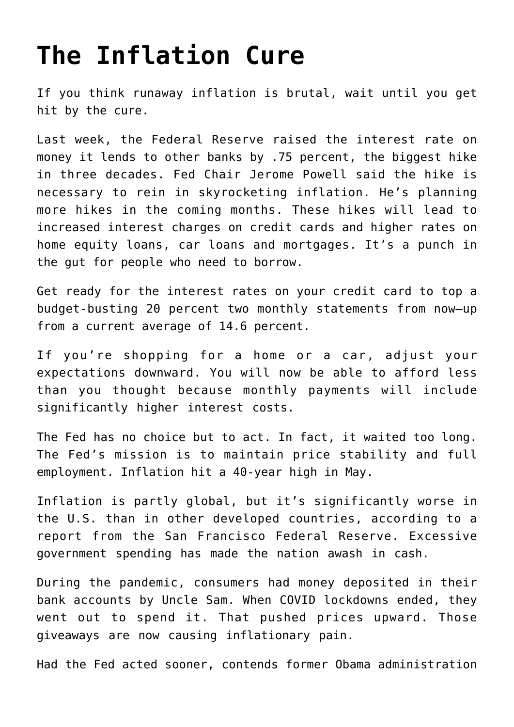# The Inflation Cure

If you think runaway inflation is brutal, wait until you get hit by the cure.

Last week, the Federal Reserve raised the interest rate on money it lends to other banks by .75 percent, the biggest hike in three decades. Fed Chair Jerome Powell said the hike is necessary to rein in skyrocketing inflation. He's planning more hikes in the coming months. These hikes will lead to increased interest charges on credit cards and higher rates on home equity loans, car loans and mortgages. It's a punch in the gut for people who need to borrow.

Get ready for the interest rates on your credit card to top a budget-busting 20 percent two monthly statements from now—up from a current average of 14.6 percent.

If you're shopping for a home or a car, adjust your expectations downward. You will now be able to afford less than you thought because monthly payments will include significantly higher interest costs.

The Fed has no choice but to act. In fact, it waited too long. The Fed's mission is to maintain price stability and full employment. Inflation hit a 40-year high in May.

Inflation is partly global, but it's significantly worse in the U.S. than in other developed countries, according to a report from the San Francisco Federal Reserve. Excessive government spending has made the nation awash in cash.

During the pandemic, consumers had money deposited in their bank accounts by Uncle Sam. When COVID lockdowns ended, they went out to spend it. That pushed prices upward. Those giveaways are now causing inflationary pain.

Had the Fed acted sooner, contends former Obama administration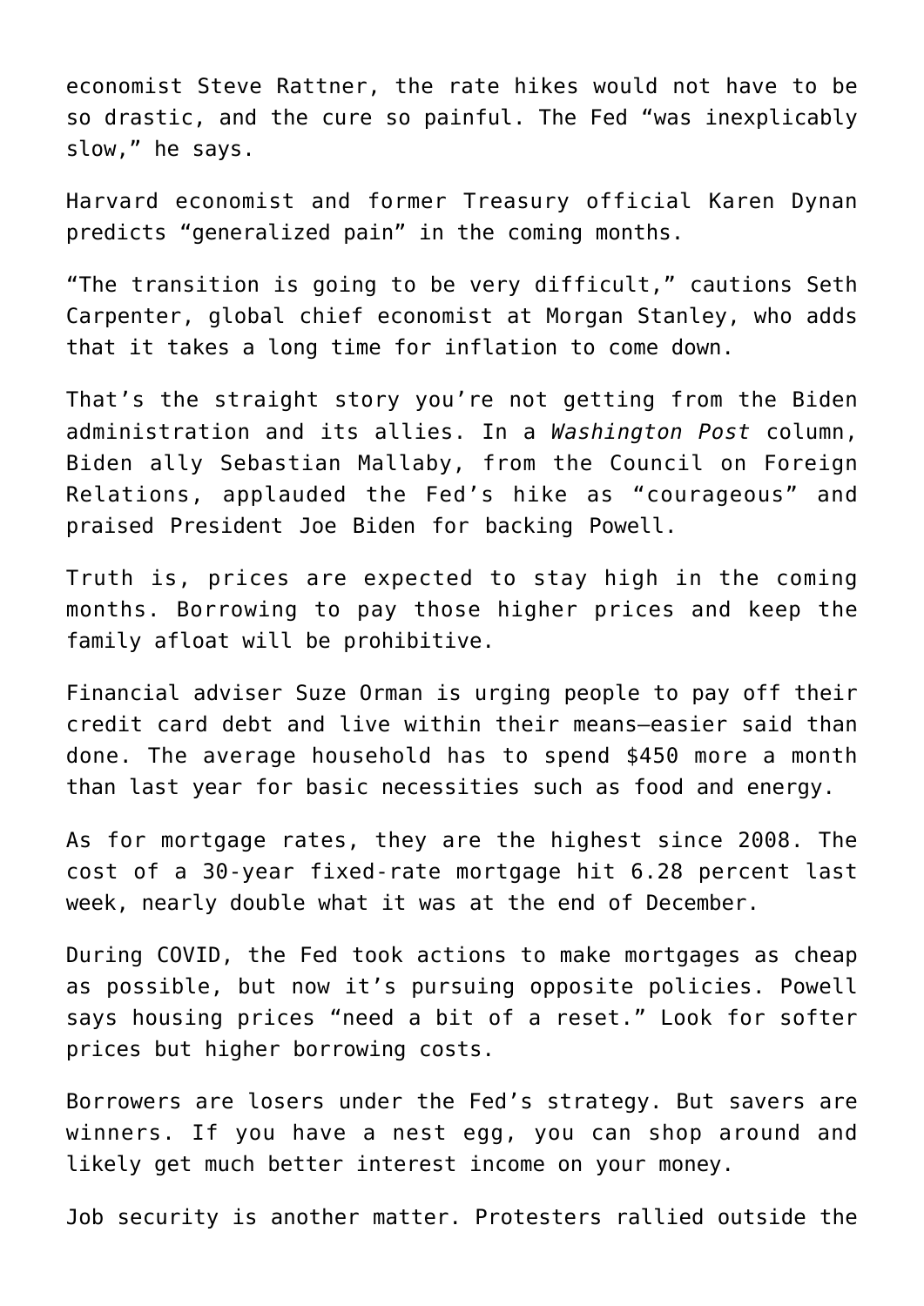economist Steve Rattner, the rate hikes would not have to be so drastic, and the cure so painful. The Fed “was inexplicably slow,” he says.

Harvard economist and former Treasury official Karen Dynan predicts “generalized pain” in the coming months.

“The transition is going to be very difficult,” cautions Seth Carpenter, global chief economist at Morgan Stanley, who adds that it takes a long time for inflation to come down.

That’s the straight story you’re not getting from the Biden administration and its allies. In a *Washington Post* column, Biden ally Sebastian Mallaby, from the Council on Foreign Relations, applauded the Fed’s hike as “courageous” and praised President Joe Biden for backing Powell.

Truth is, prices are expected to stay high in the coming months. Borrowing to pay those higher prices and keep the family afloat will be prohibitive.

Financial adviser Suze Orman is urging people to pay off their credit card debt and live within their means—easier said than done. The average household has to spend $450 more a month than last year for basic necessities such as food and energy.

As for mortgage rates, they are the highest since 2008. The cost of a 30-year fixed-rate mortgage hit 6.28 percent last week, nearly double what it was at the end of December.

During COVID, the Fed took actions to make mortgages as cheap as possible, but now it’s pursuing opposite policies. Powell says housing prices “need a bit of a reset.” Look for softer prices but higher borrowing costs.

Borrowers are losers under the Fed’s strategy. But savers are winners. If you have a nest egg, you can shop around and likely get much better interest income on your money.

Job security is another matter. Protesters rallied outside the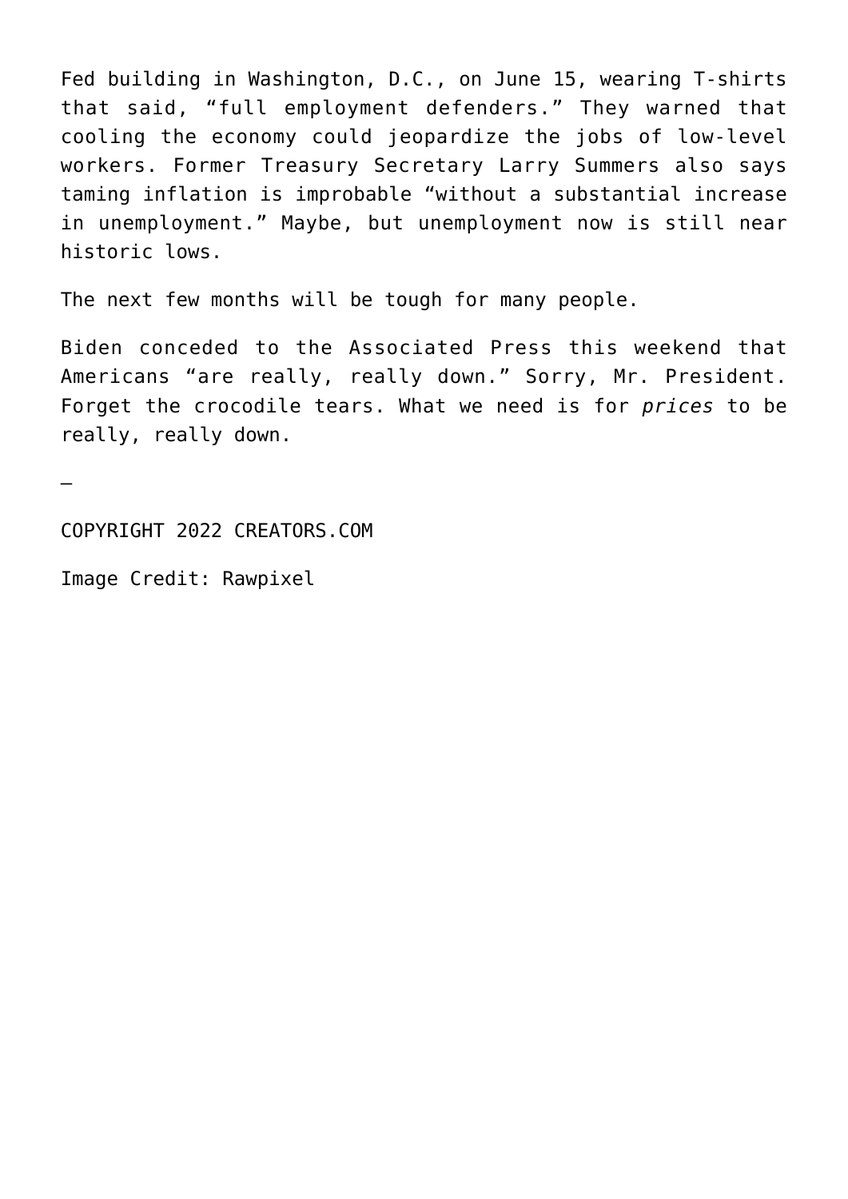Fed building in Washington, D.C., on June 15, wearing T-shirts that said, “full employment defenders.” They warned that cooling the economy could jeopardize the jobs of low-level workers. Former Treasury Secretary Larry Summers also says taming inflation is improbable “without a substantial increase in unemployment.” Maybe, but unemployment now is still near historic lows.

The next few months will be tough for many people.

Biden conceded to the Associated Press this weekend that Americans “are really, really down.” Sorry, Mr. President. Forget the crocodile tears. What we need is for *prices* to be really, really down.

—

COPYRIGHT 2022 CREATORS.COM

Image Credit: Rawpixel